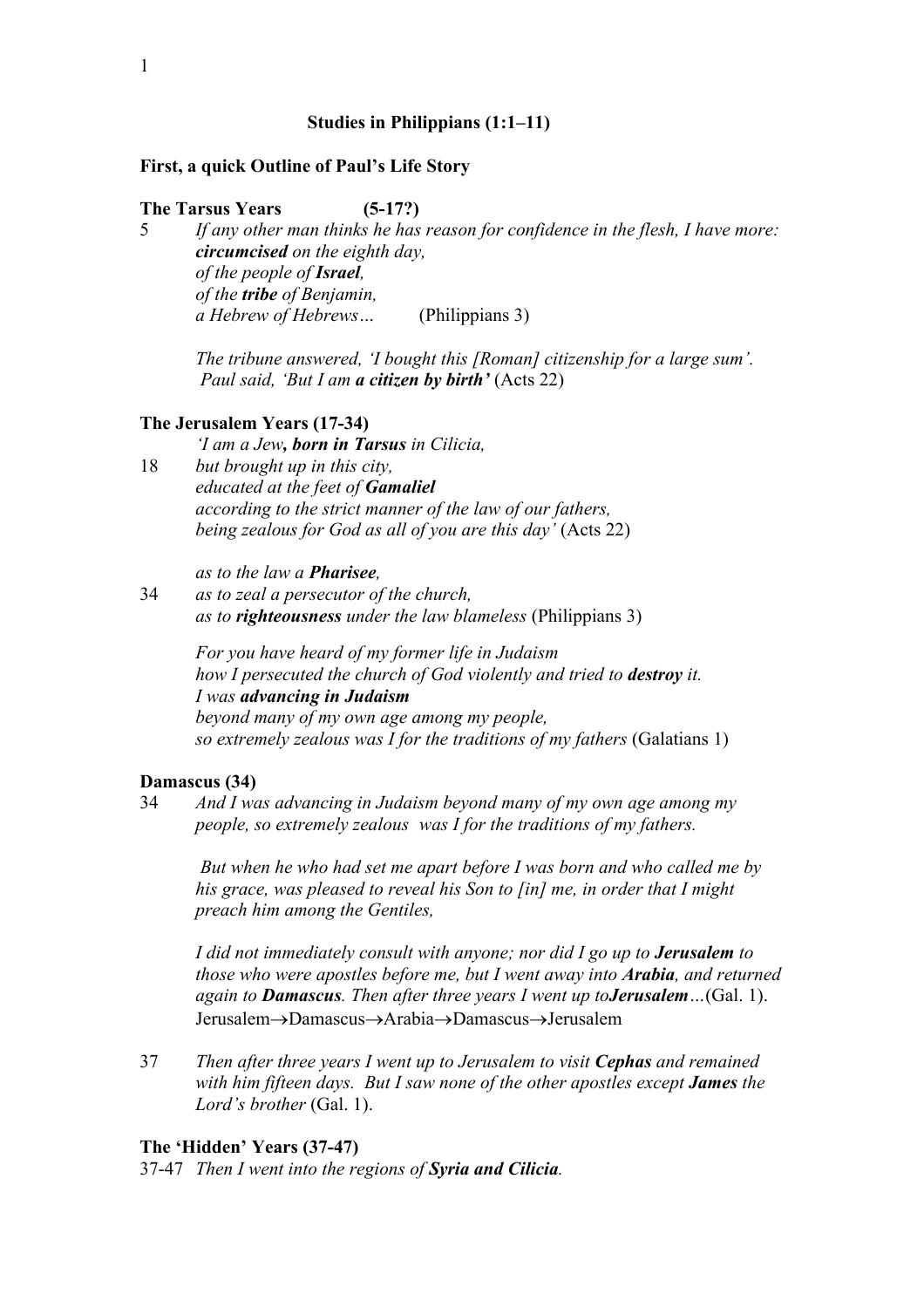**Studies in Philippians (1:1–11)**

**First, a quick Outline of Paul's Life Story**

**The Tarsus Years (5-17?)**

5 *If any other man thinks he has reason for confidence in the flesh, I have more:*
*__circumcised__ on the eighth day,*
*of the people of __Israel__,*
*of the __tribe__ of Benjamin,*
*a Hebrew of Hebrews…* (Philippians 3)

*The tribune answered, 'I bought this [Roman] citizenship for a large sum'.*
*Paul said, 'But I am __a citizen by birth'__* (Acts 22)

**The Jerusalem Years (17-34)**

*'I am a Jew__, born in Tarsus__ in Cilicia,*
18 *but brought up in this city,*
*educated at the feet of __Gamaliel__*
*according to the strict manner of the law of our fathers,*
*being zealous for God as all of you are this day'* (Acts 22)

*as to the law a __Pharisee__,*
34 *as to zeal a persecutor of the church,*
*as to __righteousness__ under the law blameless* (Philippians 3)

*For you have heard of my former life in Judaism*
*how I persecuted the church of God violently and tried to __destroy__ it.*
*I was __advancing in Judaism__*
*beyond many of my own age among my people,*
*so extremely zealous was I for the traditions of my fathers* (Galatians 1)

**Damascus (34)**

34 *And I was advancing in Judaism beyond many of my own age among my people, so extremely zealous was I for the traditions of my fathers.*

*But when he who had set me apart before I was born and who called me by his grace, was pleased to reveal his Son to [in] me, in order that I might preach him among the Gentiles,*

*I did not immediately consult with anyone; nor did I go up to __Jerusalem__ to those who were apostles before me, but I went away into __Arabia__, and returned again to __Damascus__. Then after three years I went up to__Jerusalem__…*(Gal. 1).
Jerusalem→Damascus→Arabia→Damascus→Jerusalem

37 *Then after three years I went up to Jerusalem to visit __Cephas__ and remained with him fifteen days. But I saw none of the other apostles except __James__ the Lord's brother* (Gal. 1).

**The 'Hidden' Years (37-47)**

37-47 *Then I went into the regions of __Syria and Cilicia__.*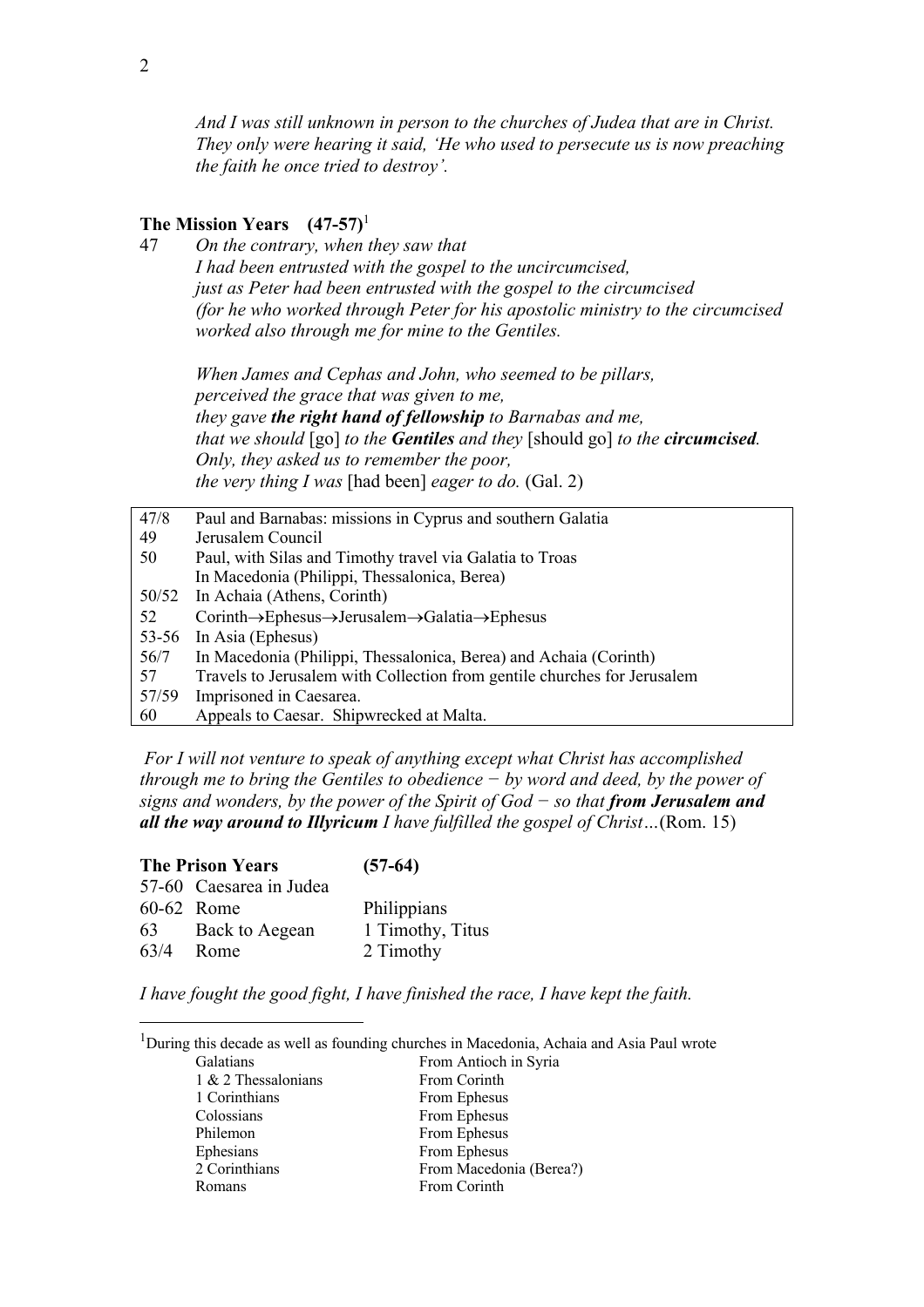*And I was still unknown in person to the churches of Judea that are in Christ. They only were hearing it said, 'He who used to persecute us is now preaching the faith he once tried to destroy'.*

## The Mission Years (47-57)[1]

47 *On the contrary, when they saw that*
*I had been entrusted with the gospel to the uncircumcised,*
*just as Peter had been entrusted with the gospel to the circumcised*
*(for he who worked through Peter for his apostolic ministry to the circumcised worked also through me for mine to the Gentiles.*

*When James and Cephas and John, who seemed to be pillars,*
*perceived the grace that was given to me,*
*they gave* ***the right hand of fellowship*** *to Barnabas and me,*
*that we should* [go] *to the* ***Gentiles*** *and they* [should go] *to the* ***circumcised****.*
*Only, they asked us to remember the poor,*
*the very thing I was* [had been] *eager to do.* (Gal. 2)

| | |
|---|---|
| 47/8 | Paul and Barnabas: missions in Cyprus and southern Galatia |
| 49 | Jerusalem Council |
| 50 | Paul, with Silas and Timothy travel via Galatia to Troas |
| | In Macedonia (Philippi, Thessalonica, Berea) |
| 50/52 | In Achaia (Athens, Corinth) |
| 52 | Corinth→Ephesus→Jerusalem→Galatia→Ephesus |
| 53-56 | In Asia (Ephesus) |
| 56/7 | In Macedonia (Philippi, Thessalonica, Berea) and Achaia (Corinth) |
| 57 | Travels to Jerusalem with Collection from gentile churches for Jerusalem |
| 57/59 | Imprisoned in Caesarea. |
| 60 | Appeals to Caesar. Shipwrecked at Malta. |

*For I will not venture to speak of anything except what Christ has accomplished through me to bring the Gentiles to obedience − by word and deed, by the power of signs and wonders, by the power of the Spirit of God − so that* ***from Jerusalem and all the way around to Illyricum*** *I have fulfilled the gospel of Christ…*(Rom. 15)

## The Prison Years (57-64)

| | | |
|---|---|---|
| 57-60 | Caesarea in Judea | |
| 60-62 | Rome | Philippians |
| 63 | Back to Aegean | 1 Timothy, Titus |
| 63/4 | Rome | 2 Timothy |

*I have fought the good fight, I have finished the race, I have kept the faith.*

---

[1]During this decade as well as founding churches in Macedonia, Achaia and Asia Paul wrote

| | |
|---|---|
| Galatians | From Antioch in Syria |
| 1 & 2 Thessalonians | From Corinth |
| 1 Corinthians | From Ephesus |
| Colossians | From Ephesus |
| Philemon | From Ephesus |
| Ephesians | From Ephesus |
| 2 Corinthians | From Macedonia (Berea?) |
| Romans | From Corinth |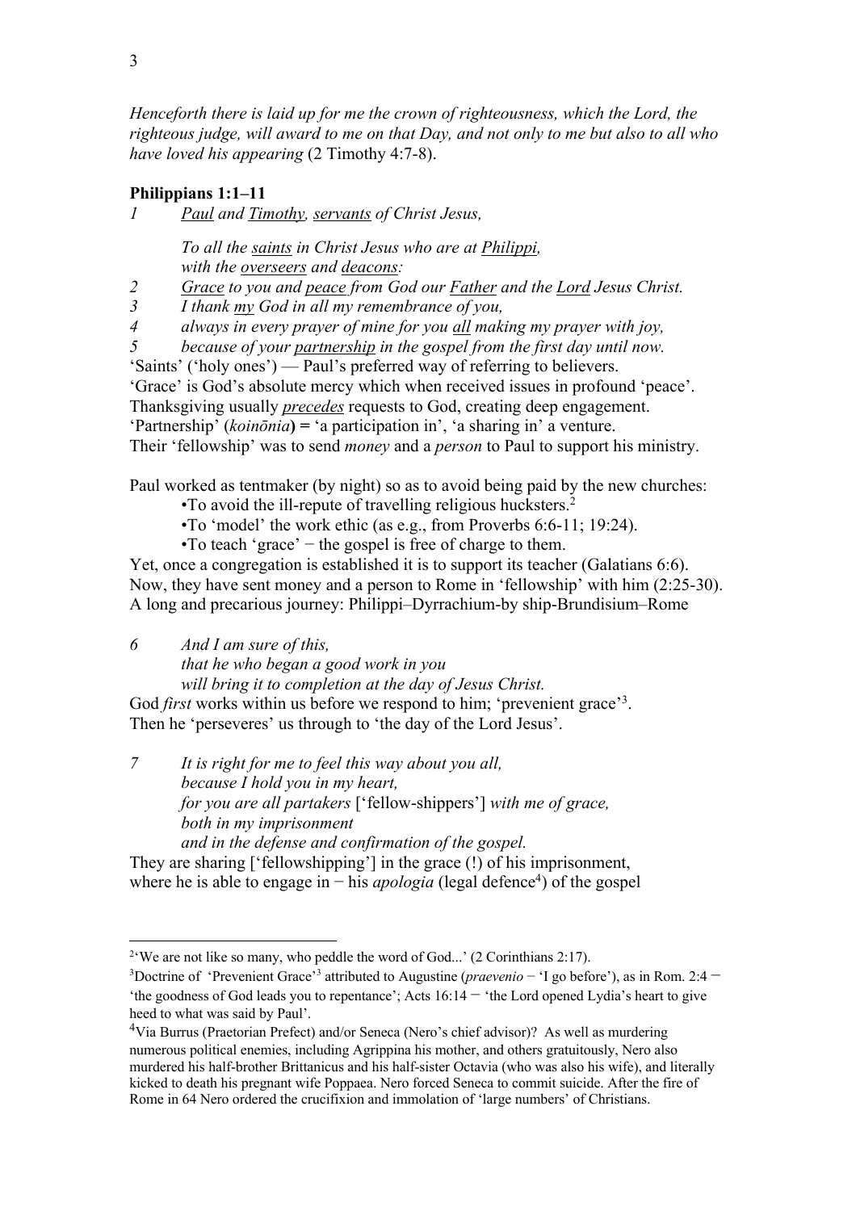*Henceforth there is laid up for me the crown of righteousness, which the Lord, the righteous judge, will award to me on that Day, and not only to me but also to all who have loved his appearing* (2 Timothy 4:7-8).

**Philippians 1:1–11**

*1 Paul and Timothy, servants of Christ Jesus,*

*To all the saints in Christ Jesus who are at Philippi,*
*with the overseers and deacons:*

*2 Grace to you and peace from God our Father and the Lord Jesus Christ.*
*3 I thank my God in all my remembrance of you,*
*4 always in every prayer of mine for you all making my prayer with joy,*
*5 because of your partnership in the gospel from the first day until now.*

'Saints' ('holy ones') — Paul's preferred way of referring to believers.
'Grace' is God's absolute mercy which when received issues in profound 'peace'.
Thanksgiving usually *precedes* requests to God, creating deep engagement.
'Partnership' (*koinōnia*) = 'a participation in', 'a sharing in' a venture.
Their 'fellowship' was to send *money* and a *person* to Paul to support his ministry.

Paul worked as tentmaker (by night) so as to avoid being paid by the new churches:

- To avoid the ill-repute of travelling religious hucksters.[2]
- To 'model' the work ethic (as e.g., from Proverbs 6:6-11; 19:24).
- To teach 'grace' − the gospel is free of charge to them.

Yet, once a congregation is established it is to support its teacher (Galatians 6:6).
Now, they have sent money and a person to Rome in 'fellowship' with him (2:25-30).
A long and precarious journey: Philippi–Dyrrachium-by ship-Brundisium–Rome

*6 And I am sure of this,*
*that he who began a good work in you*
*will bring it to completion at the day of Jesus Christ.*

God *first* works within us before we respond to him; 'prevenient grace'[3].
Then he 'perseveres' us through to 'the day of the Lord Jesus'.

*7 It is right for me to feel this way about you all,*
*because I hold you in my heart,*
*for you are all partakers* ['fellow-shippers'] *with me of grace,*
*both in my imprisonment*
*and in the defense and confirmation of the gospel.*

They are sharing ['fellowshipping'] in the grace (!) of his imprisonment,
where he is able to engage in − his *apologia* (legal defence[4]) of the gospel

---

[2] 'We are not like so many, who peddle the word of God...' (2 Corinthians 2:17).

[3] Doctrine of 'Prevenient Grace'[3] attributed to Augustine (*praevenio* − 'I go before'), as in Rom. 2:4 − 'the goodness of God leads you to repentance'; Acts 16:14 − 'the Lord opened Lydia's heart to give heed to what was said by Paul'.

[4] Via Burrus (Praetorian Prefect) and/or Seneca (Nero's chief advisor)? As well as murdering numerous political enemies, including Agrippina his mother, and others gratuitously, Nero also murdered his half-brother Brittanicus and his half-sister Octavia (who was also his wife), and literally kicked to death his pregnant wife Poppaea. Nero forced Seneca to commit suicide. After the fire of Rome in 64 Nero ordered the crucifixion and immolation of 'large numbers' of Christians.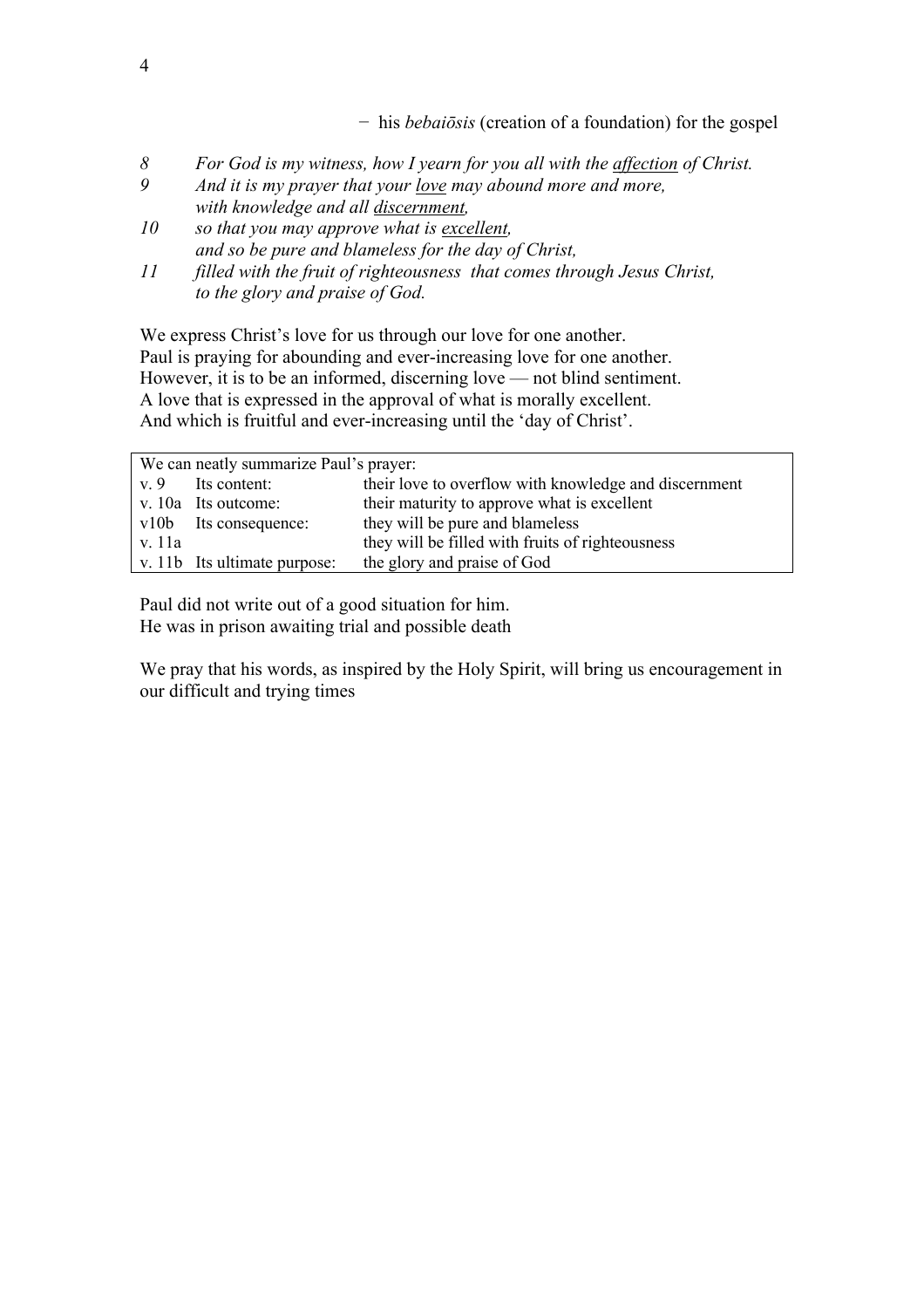− his *bebaiōsis* (creation of a foundation) for the gospel

*8 For God is my witness, how I yearn for you all with the affection of Christ.*
*9 And it is my prayer that your love may abound more and more,*
*with knowledge and all discernment,*
*10 so that you may approve what is excellent,*
*and so be pure and blameless for the day of Christ,*
*11 filled with the fruit of righteousness that comes through Jesus Christ,*
*to the glory and praise of God.*

We express Christ's love for us through our love for one another.
Paul is praying for abounding and ever-increasing love for one another.
However, it is to be an informed, discerning love — not blind sentiment.
A love that is expressed in the approval of what is morally excellent.
And which is fruitful and ever-increasing until the 'day of Christ'.

| We can neatly summarize Paul's prayer: | | |
|---|---|---|
| v. 9 | Its content: | their love to overflow with knowledge and discernment |
| v. 10a | Its outcome: | their maturity to approve what is excellent |
| v10b | Its consequence: | they will be pure and blameless |
| v. 11a | | they will be filled with fruits of righteousness |
| v. 11b | Its ultimate purpose: | the glory and praise of God |

Paul did not write out of a good situation for him.
He was in prison awaiting trial and possible death

We pray that his words, as inspired by the Holy Spirit, will bring us encouragement in our difficult and trying times